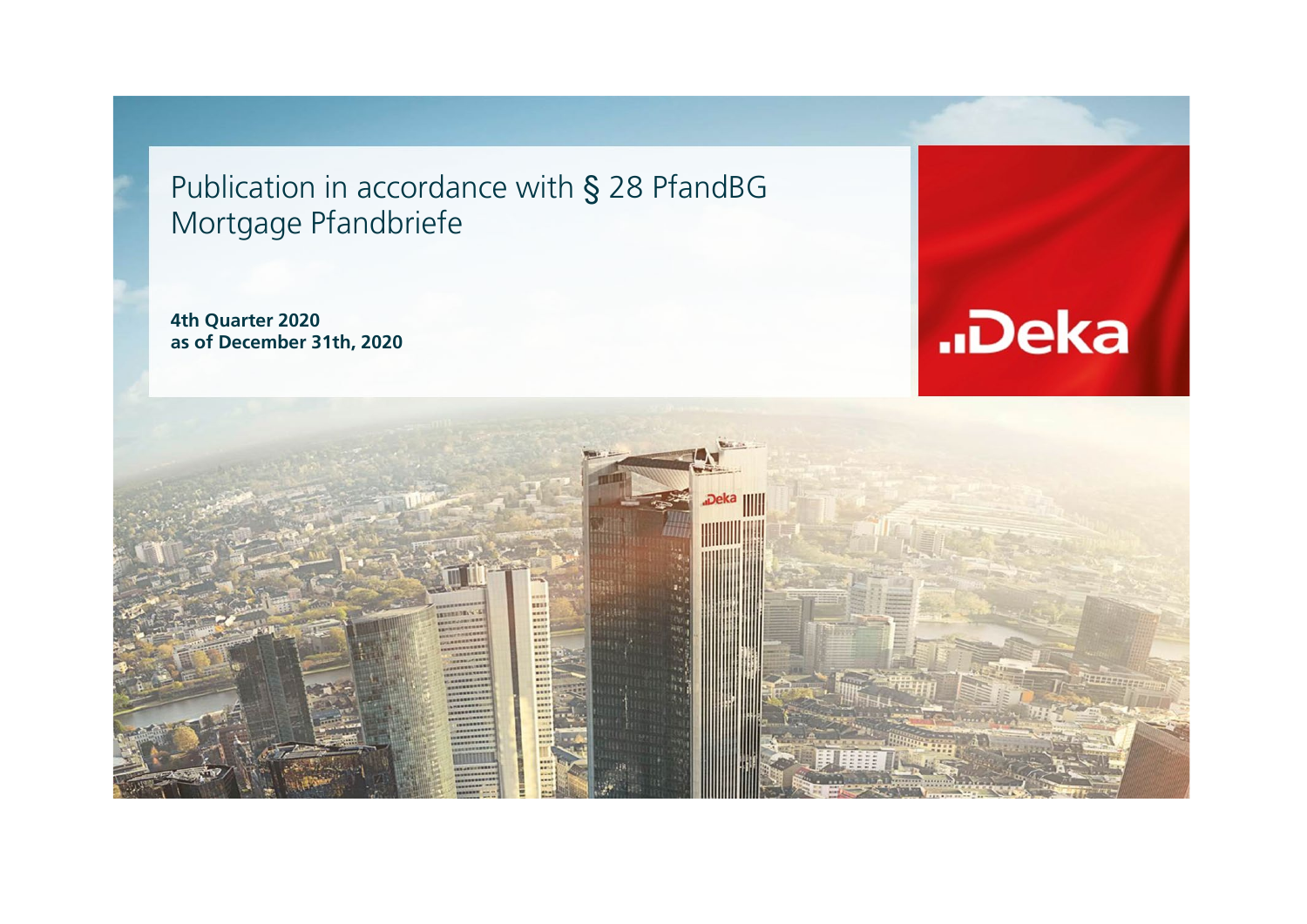# Publication in accordance with § 28 PfandBG Mortgage Pfandbriefe

**4th Quarter 2020**
**as of December 31th, 2020**

Deka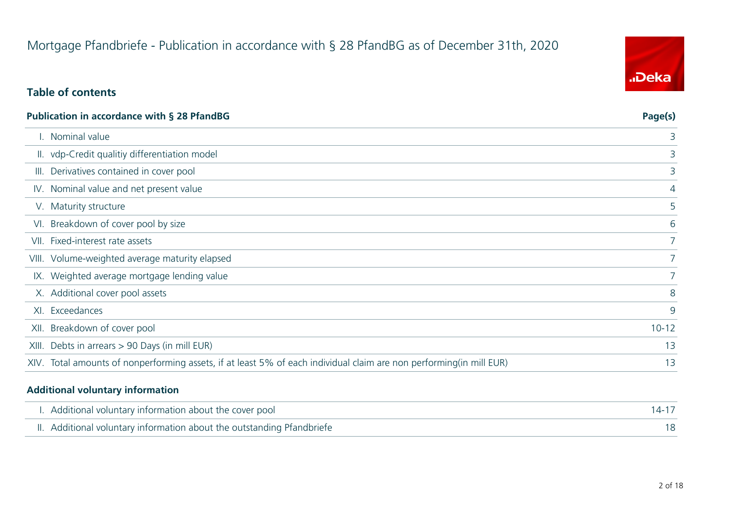# Mortgage Pfandbriefe - Publication in accordance with § 28 PfandBG as of December 31th, 2020

## Table of contents

| Publication in accordance with § 28 PfandBG | Page(s) |
|---|---|
| I. Nominal value | 3 |
| II. vdp-Credit qualitiy differentiation model | 3 |
| III. Derivatives contained in cover pool | 3 |
| IV. Nominal value and net present value | 4 |
| V. Maturity structure | 5 |
| VI. Breakdown of cover pool by size | 6 |
| VII. Fixed-interest rate assets | 7 |
| VIII. Volume-weighted average maturity elapsed | 7 |
| IX. Weighted average mortgage lending value | 7 |
| X. Additional cover pool assets | 8 |
| XI. Exceedances | 9 |
| XII. Breakdown of cover pool | 10-12 |
| XIII. Debts in arrears > 90 Days (in mill EUR) | 13 |
| XIV. Total amounts of nonperforming assets, if at least 5% of each individual claim are non performing(in mill EUR) | 13 |

| Additional voluntary information | |
|---|---|
| I. Additional voluntary information about the cover pool | 14-17 |
| II. Additional voluntary information about the outstanding Pfandbriefe | 18 |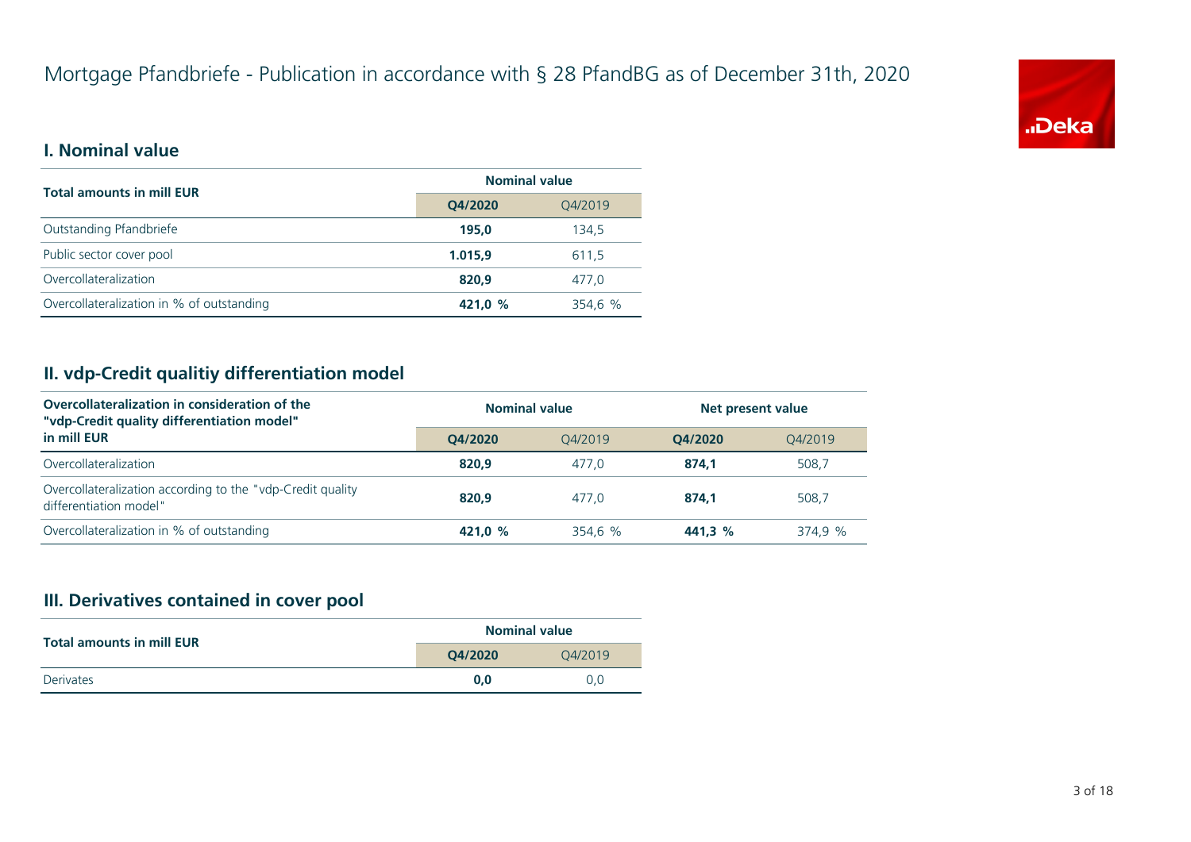# Mortgage Pfandbriefe - Publication in accordance with § 28 PfandBG as of December 31th, 2020

## I. Nominal value

| Total amounts in mill EUR | Nominal value | |
|---|---|---|
| | **Q4/2020** | Q4/2019 |
| Outstanding Pfandbriefe | **195,0** | 134,5 |
| Public sector cover pool | **1.015,9** | 611,5 |
| Overcollateralization | **820,9** | 477,0 |
| Overcollateralization in % of outstanding | **421,0 %** | 354,6 % |

## II. vdp-Credit qualitiy differentiation model

| Overcollateralization in consideration of the "vdp-Credit quality differentiation model" in mill EUR | Nominal value | | Net present value | |
|---|---|---|---|---|
| | **Q4/2020** | Q4/2019 | **Q4/2020** | Q4/2019 |
| Overcollateralization | **820,9** | 477,0 | **874,1** | 508,7 |
| Overcollateralization according to the "vdp-Credit quality differentiation model" | **820,9** | 477,0 | **874,1** | 508,7 |
| Overcollateralization in % of outstanding | **421,0 %** | 354,6 % | **441,3 %** | 374,9 % |

## III. Derivatives contained in cover pool

| Total amounts in mill EUR | Nominal value | |
|---|---|---|
| | **Q4/2020** | Q4/2019 |
| Derivates | **0,0** | 0,0 |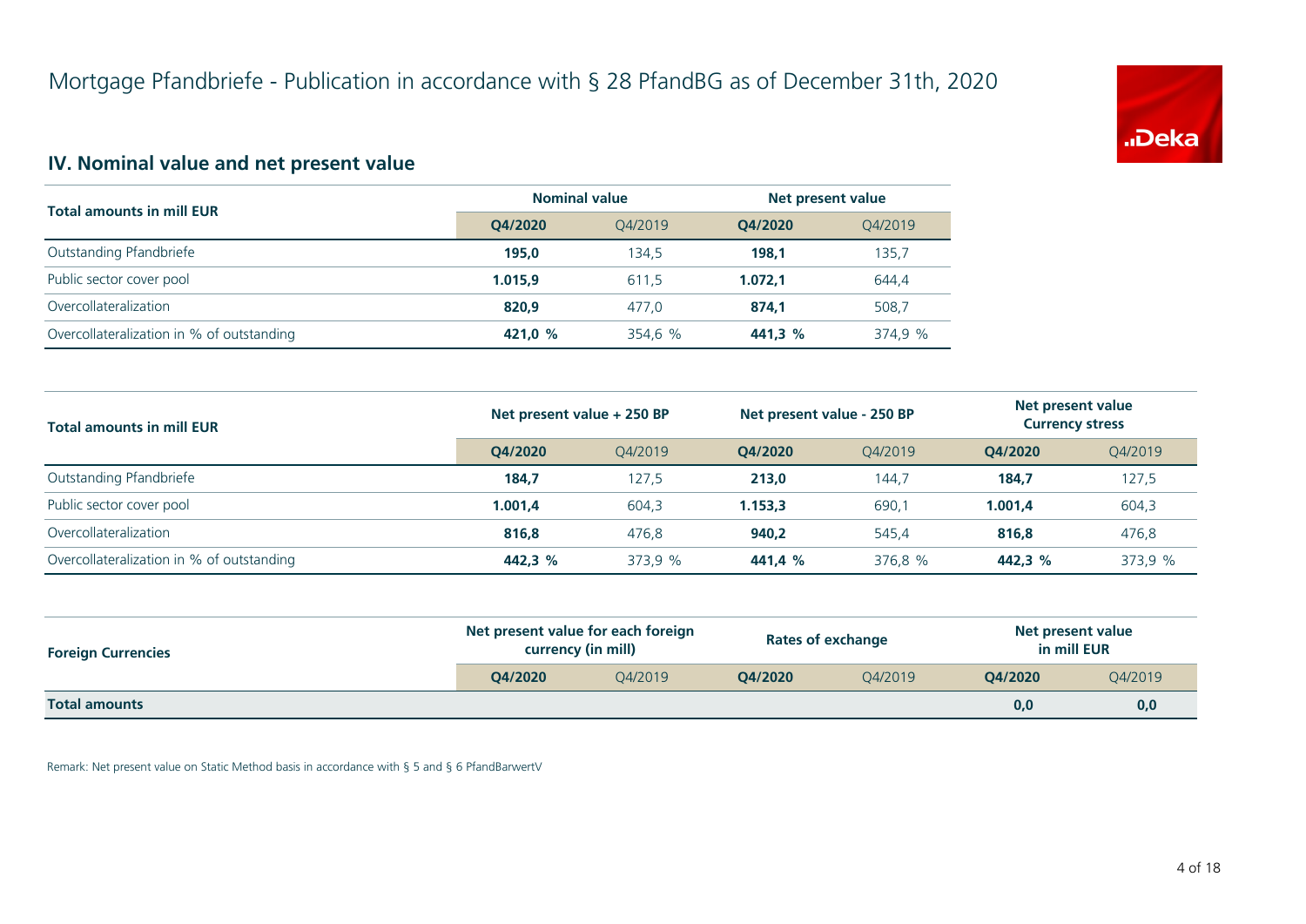# Mortgage Pfandbriefe - Publication in accordance with § 28 PfandBG as of December 31th, 2020

## IV. Nominal value and net present value

| Total amounts in mill EUR | Nominal value | | Net present value | |
|---|---|---|---|---|
| | **Q4/2020** | Q4/2019 | **Q4/2020** | Q4/2019 |
| Outstanding Pfandbriefe | **195,0** | 134,5 | **198,1** | 135,7 |
| Public sector cover pool | **1.015,9** | 611,5 | **1.072,1** | 644,4 |
| Overcollateralization | **820,9** | 477,0 | **874,1** | 508,7 |
| Overcollateralization in % of outstanding | **421,0 %** | 354,6 % | **441,3 %** | 374,9 % |

| Total amounts in mill EUR | Net present value + 250 BP | | Net present value - 250 BP | | Net present value Currency stress | |
|---|---|---|---|---|---|---|
| | **Q4/2020** | Q4/2019 | **Q4/2020** | Q4/2019 | **Q4/2020** | Q4/2019 |
| Outstanding Pfandbriefe | **184,7** | 127,5 | **213,0** | 144,7 | **184,7** | 127,5 |
| Public sector cover pool | **1.001,4** | 604,3 | **1.153,3** | 690,1 | **1.001,4** | 604,3 |
| Overcollateralization | **816,8** | 476,8 | **940,2** | 545,4 | **816,8** | 476,8 |
| Overcollateralization in % of outstanding | **442,3 %** | 373,9 % | **441,4 %** | 376,8 % | **442,3 %** | 373,9 % |

| Foreign Currencies | Net present value for each foreign currency (in mill) | | Rates of exchange | | Net present value in mill EUR | |
|---|---|---|---|---|---|---|
| | **Q4/2020** | Q4/2019 | **Q4/2020** | Q4/2019 | **Q4/2020** | Q4/2019 |
| **Total amounts** | | | | | **0,0** | **0,0** |

Remark: Net present value on Static Method basis in accordance with § 5 and § 6 PfandBarwertV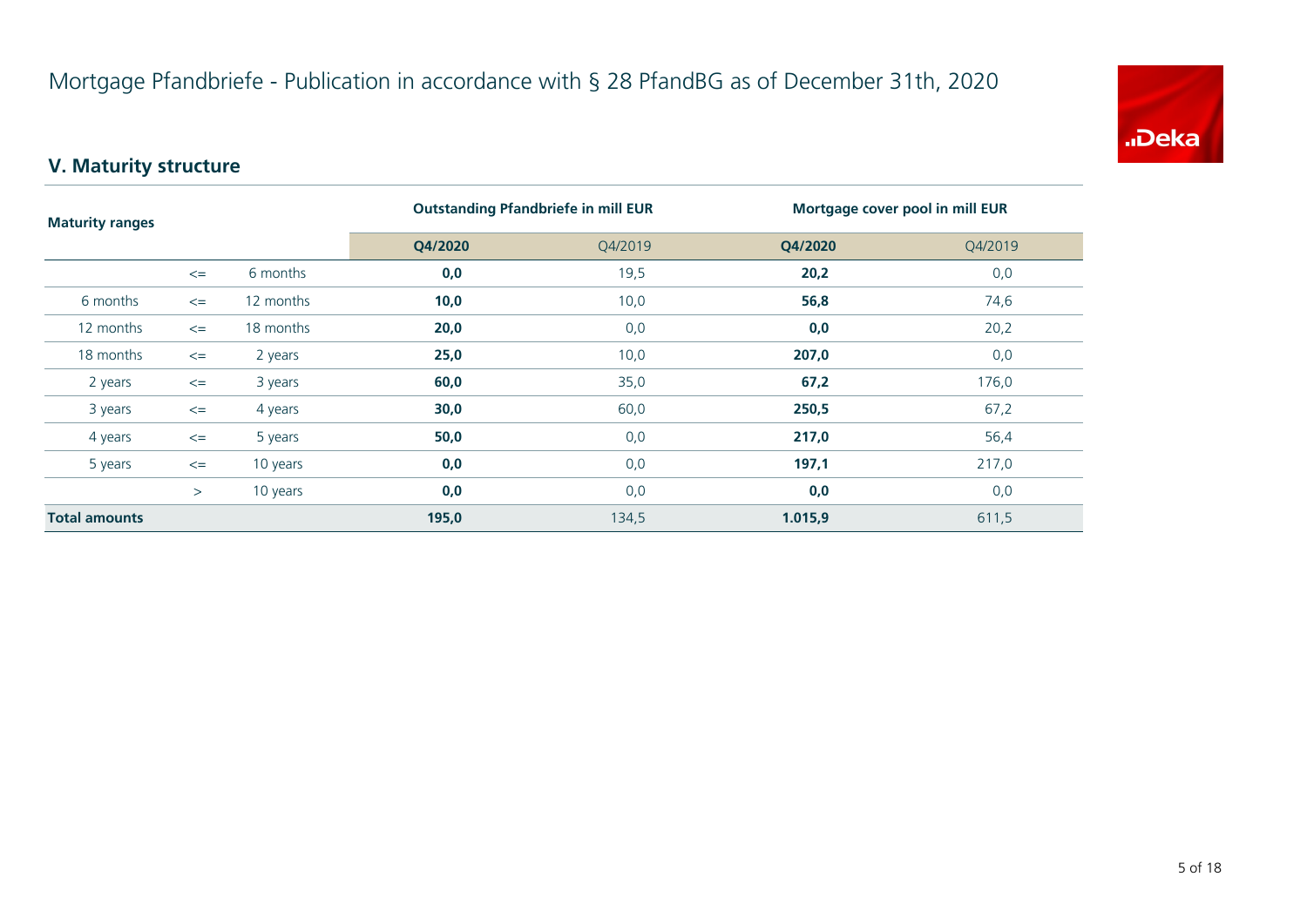# Mortgage Pfandbriefe - Publication in accordance with § 28 PfandBG as of December 31th, 2020

## V. Maturity structure

| Maturity ranges | | | Outstanding Pfandbriefe in mill EUR | | Mortgage cover pool in mill EUR | |
|---|---|---|---|---|---|---|
| | | | **Q4/2020** | Q4/2019 | **Q4/2020** | Q4/2019 |
| | <= | 6 months | **0,0** | 19,5 | **20,2** | 0,0 |
| 6 months | <= | 12 months | **10,0** | 10,0 | **56,8** | 74,6 |
| 12 months | <= | 18 months | **20,0** | 0,0 | **0,0** | 20,2 |
| 18 months | <= | 2 years | **25,0** | 10,0 | **207,0** | 0,0 |
| 2 years | <= | 3 years | **60,0** | 35,0 | **67,2** | 176,0 |
| 3 years | <= | 4 years | **30,0** | 60,0 | **250,5** | 67,2 |
| 4 years | <= | 5 years | **50,0** | 0,0 | **217,0** | 56,4 |
| 5 years | <= | 10 years | **0,0** | 0,0 | **197,1** | 217,0 |
| | > | 10 years | **0,0** | 0,0 | **0,0** | 0,0 |
| **Total amounts** | | | **195,0** | 134,5 | **1.015,9** | 611,5 |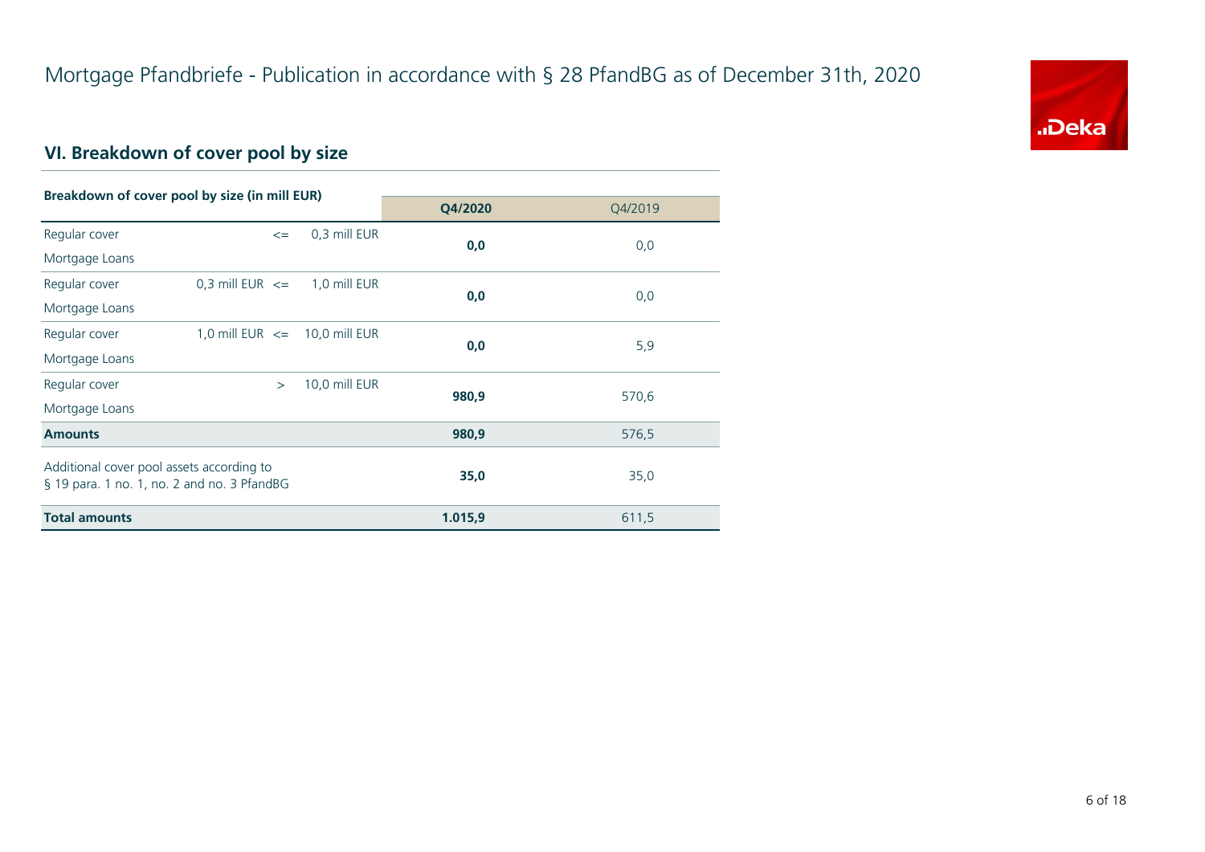# Mortgage Pfandbriefe - Publication in accordance with § 28 PfandBG as of December 31th, 2020

## VI. Breakdown of cover pool by size

| Breakdown of cover pool by size (in mill EUR) | | | Q4/2020 | Q4/2019 |
|---|---|---|---|---|
| Regular cover Mortgage Loans | <= | 0,3 mill EUR | **0,0** | 0,0 |
| Regular cover Mortgage Loans | 0,3 mill EUR <= | 1,0 mill EUR | **0,0** | 0,0 |
| Regular cover Mortgage Loans | 1,0 mill EUR <= | 10,0 mill EUR | **0,0** | 5,9 |
| Regular cover Mortgage Loans | > | 10,0 mill EUR | **980,9** | 570,6 |
| **Amounts** | | | **980,9** | 576,5 |
| Additional cover pool assets according to § 19 para. 1 no. 1, no. 2 and no. 3 PfandBG | | | **35,0** | 35,0 |
| **Total amounts** | | | **1.015,9** | 611,5 |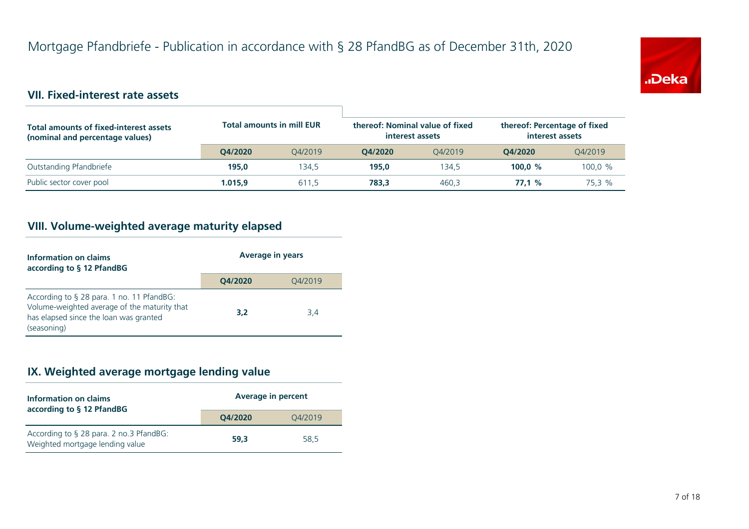# Mortgage Pfandbriefe - Publication in accordance with § 28 PfandBG as of December 31th, 2020

## VII. Fixed-interest rate assets

| Total amounts of fixed-interest assets (nominal and percentage values) | Total amounts in mill EUR | | thereof: Nominal value of fixed interest assets | | thereof: Percentage of fixed interest assets | |
|---|---|---|---|---|---|---|
| | **Q4/2020** | Q4/2019 | **Q4/2020** | Q4/2019 | **Q4/2020** | Q4/2019 |
| Outstanding Pfandbriefe | **195,0** | 134,5 | **195,0** | 134,5 | **100,0 %** | 100,0 % |
| Public sector cover pool | **1.015,9** | 611,5 | **783,3** | 460,3 | **77,1 %** | 75,3 % |

## VIII. Volume-weighted average maturity elapsed

| Information on claims according to § 12 PfandBG | Average in years | |
|---|---|---|
| | **Q4/2020** | Q4/2019 |
| According to § 28 para. 1 no. 11 PfandBG: Volume-weighted average of the maturity that has elapsed since the loan was granted (seasoning) | **3,2** | 3,4 |

## IX. Weighted average mortgage lending value

| Information on claims according to § 12 PfandBG | Average in percent | |
|---|---|---|
| | **Q4/2020** | Q4/2019 |
| According to § 28 para. 2 no.3 PfandBG: Weighted mortgage lending value | **59,3** | 58,5 |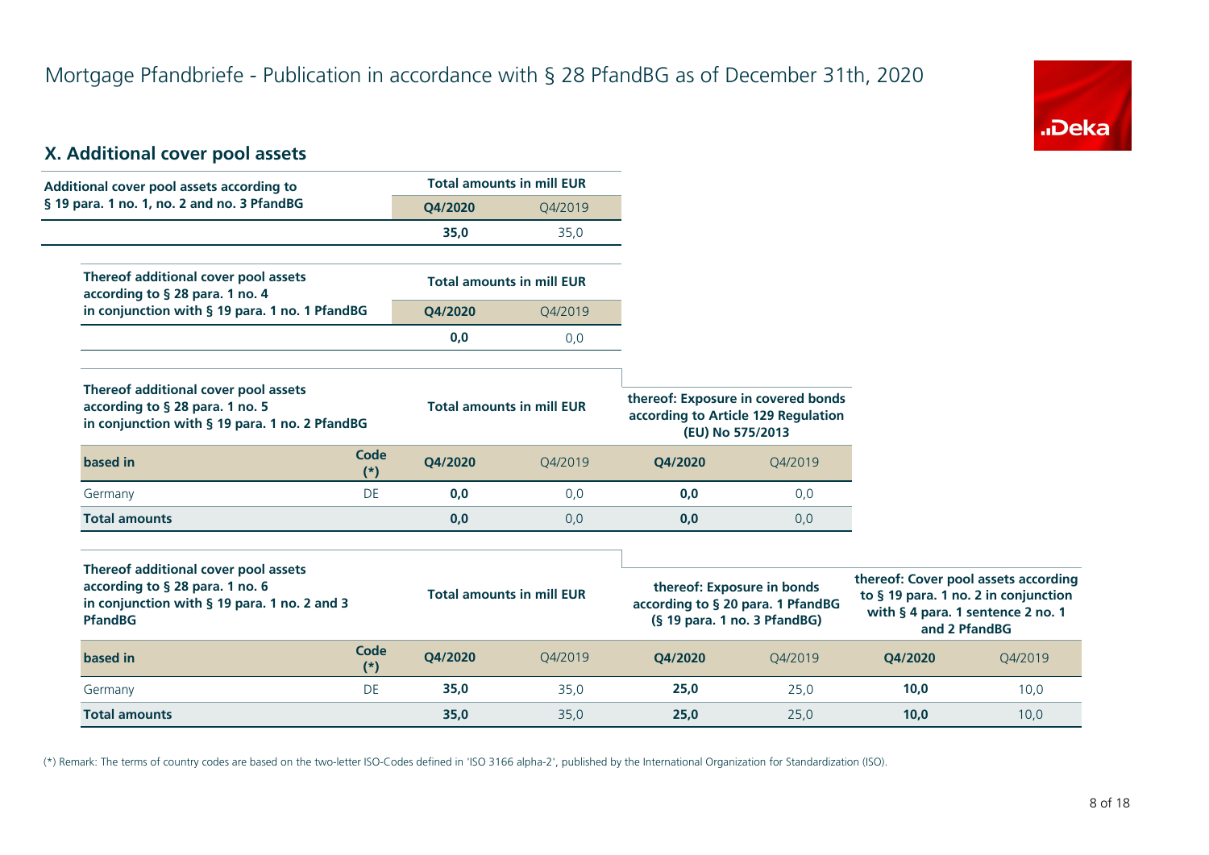# Mortgage Pfandbriefe - Publication in accordance with § 28 PfandBG as of December 31th, 2020

## X. Additional cover pool assets

| Additional cover pool assets according to § 19 para. 1 no. 1, no. 2 and no. 3 PfandBG | Total amounts in mill EUR | |
|---|---|---|
| | **Q4/2020** | Q4/2019 |
| | **35,0** | 35,0 |

| Thereof additional cover pool assets according to § 28 para. 1 no. 4 in conjunction with § 19 para. 1 no. 1 PfandBG | Total amounts in mill EUR | |
|---|---|---|
| | **Q4/2020** | Q4/2019 |
| | **0,0** | 0,0 |

| Thereof additional cover pool assets according to § 28 para. 1 no. 5 in conjunction with § 19 para. 1 no. 2 PfandBG | | Total amounts in mill EUR | | thereof: Exposure in covered bonds according to Article 129 Regulation (EU) No 575/2013 | |
|---|---|---|---|---|---|
| **based in** | **Code (*)** | **Q4/2020** | Q4/2019 | **Q4/2020** | Q4/2019 |
| Germany | DE | **0,0** | 0,0 | **0,0** | 0,0 |
| **Total amounts** | | **0,0** | 0,0 | **0,0** | 0,0 |

| Thereof additional cover pool assets according to § 28 para. 1 no. 6 in conjunction with § 19 para. 1 no. 2 and 3 PfandBG | | Total amounts in mill EUR | | thereof: Exposure in bonds according to § 20 para. 1 PfandBG (§ 19 para. 1 no. 3 PfandBG) | | thereof: Cover pool assets according to § 19 para. 1 no. 2 in conjunction with § 4 para. 1 sentence 2 no. 1 and 2 PfandBG | |
|---|---|---|---|---|---|---|---|
| **based in** | **Code (*)** | **Q4/2020** | Q4/2019 | **Q4/2020** | Q4/2019 | **Q4/2020** | Q4/2019 |
| Germany | DE | **35,0** | 35,0 | **25,0** | 25,0 | **10,0** | 10,0 |
| **Total amounts** | | **35,0** | 35,0 | **25,0** | 25,0 | **10,0** | 10,0 |

(*) Remark: The terms of country codes are based on the two-letter ISO-Codes defined in 'ISO 3166 alpha-2', published by the International Organization for Standardization (ISO).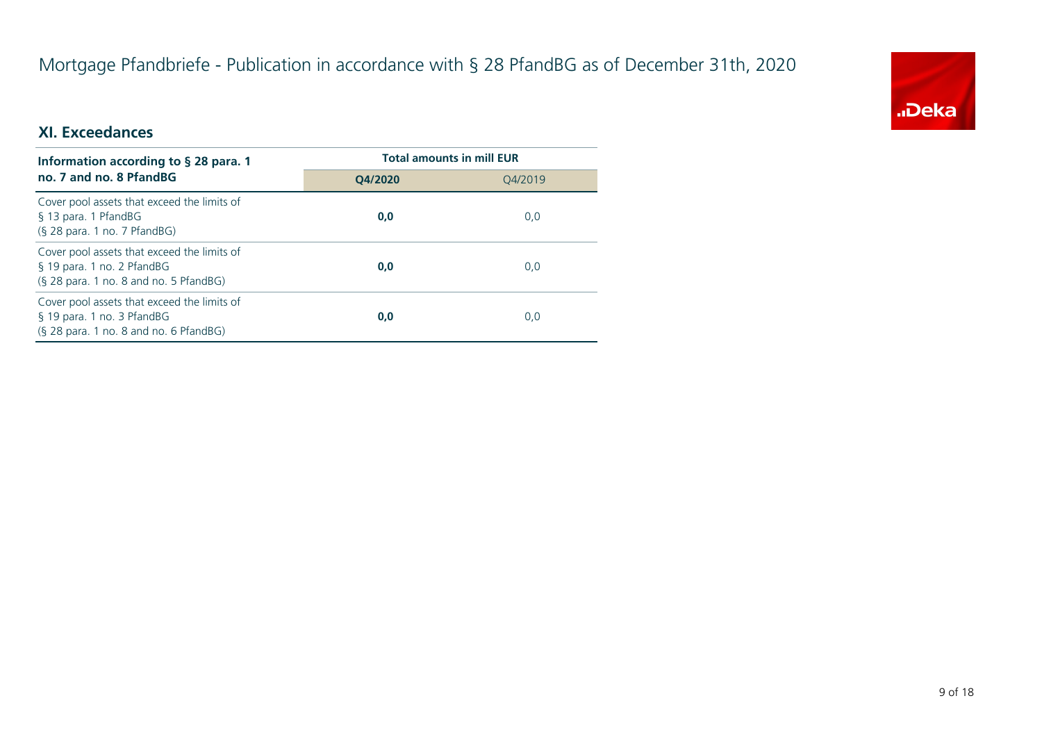# Mortgage Pfandbriefe - Publication in accordance with § 28 PfandBG as of December 31th, 2020

## XI. Exceedances

| Information according to § 28 para. 1 no. 7 and no. 8 PfandBG | Total amounts in mill EUR | |
|---|---|---|
| | **Q4/2020** | Q4/2019 |
| Cover pool assets that exceed the limits of § 13 para. 1 PfandBG (§ 28 para. 1 no. 7 PfandBG) | **0,0** | 0,0 |
| Cover pool assets that exceed the limits of § 19 para. 1 no. 2 PfandBG (§ 28 para. 1 no. 8 and no. 5 PfandBG) | **0,0** | 0,0 |
| Cover pool assets that exceed the limits of § 19 para. 1 no. 3 PfandBG (§ 28 para. 1 no. 8 and no. 6 PfandBG) | **0,0** | 0,0 |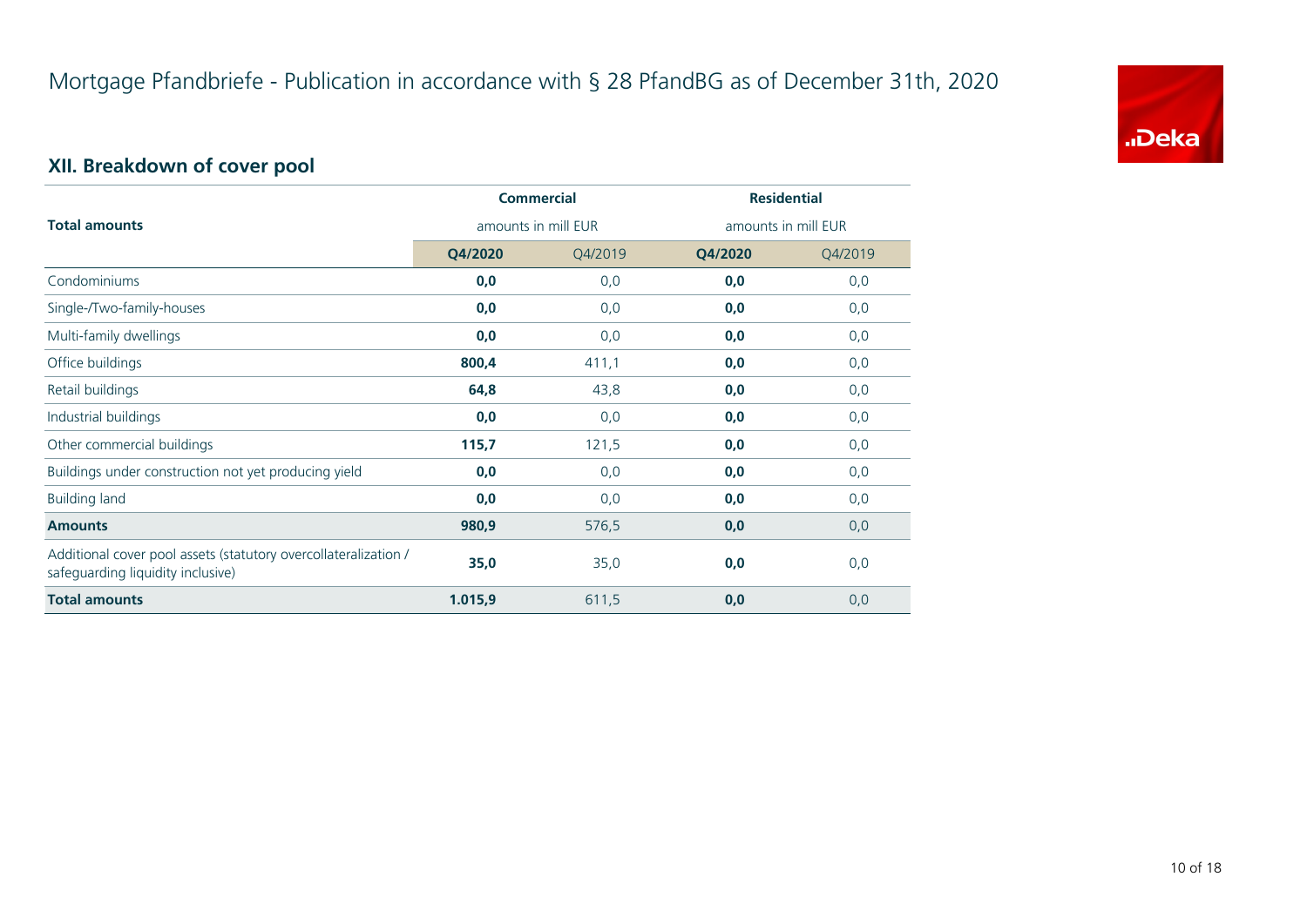# Mortgage Pfandbriefe - Publication in accordance with § 28 PfandBG as of December 31th, 2020

## XII. Breakdown of cover pool

| Total amounts | Commercial amounts in mill EUR | | Residential amounts in mill EUR | |
|---|---|---|---|---|
| | **Q4/2020** | Q4/2019 | **Q4/2020** | Q4/2019 |
| Condominiums | **0,0** | 0,0 | **0,0** | 0,0 |
| Single-/Two-family-houses | **0,0** | 0,0 | **0,0** | 0,0 |
| Multi-family dwellings | **0,0** | 0,0 | **0,0** | 0,0 |
| Office buildings | **800,4** | 411,1 | **0,0** | 0,0 |
| Retail buildings | **64,8** | 43,8 | **0,0** | 0,0 |
| Industrial buildings | **0,0** | 0,0 | **0,0** | 0,0 |
| Other commercial buildings | **115,7** | 121,5 | **0,0** | 0,0 |
| Buildings under construction not yet producing yield | **0,0** | 0,0 | **0,0** | 0,0 |
| Building land | **0,0** | 0,0 | **0,0** | 0,0 |
| **Amounts** | **980,9** | 576,5 | **0,0** | 0,0 |
| Additional cover pool assets (statutory overcollateralization / safeguarding liquidity inclusive) | **35,0** | 35,0 | **0,0** | 0,0 |
| **Total amounts** | **1.015,9** | 611,5 | **0,0** | 0,0 |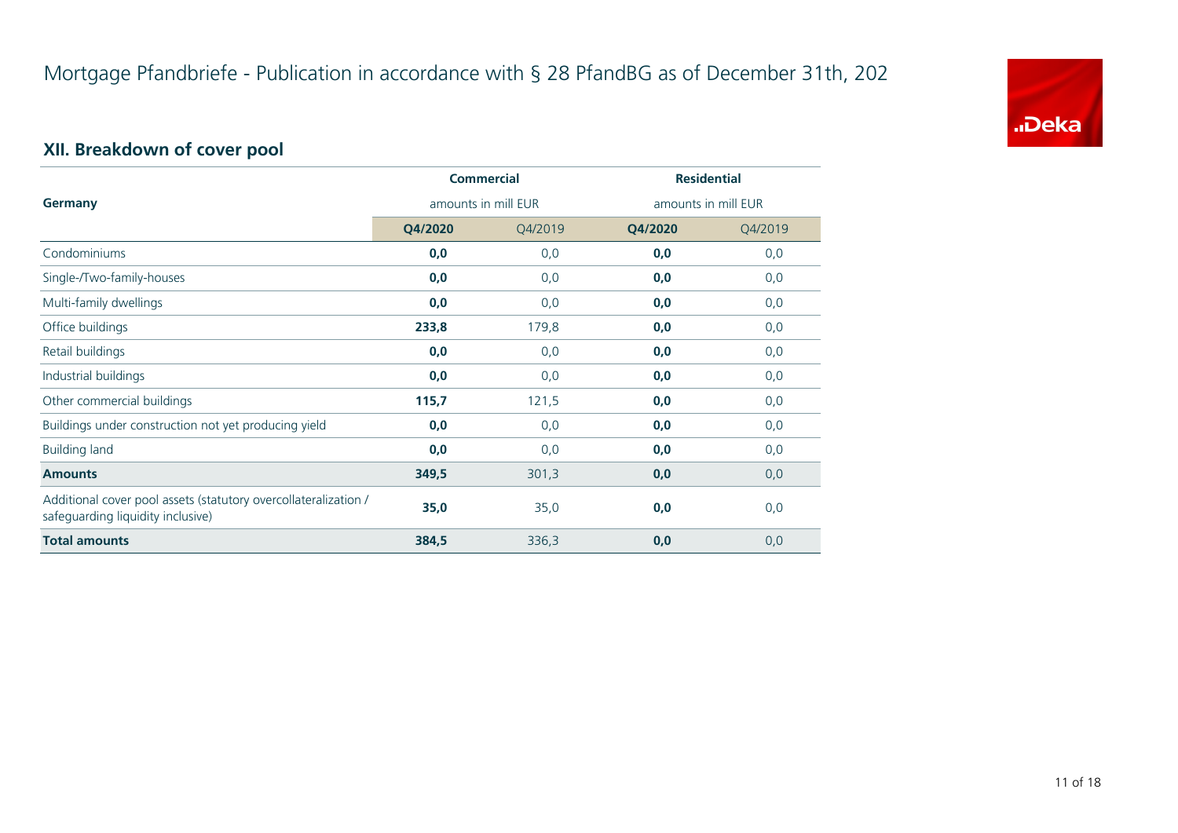# Mortgage Pfandbriefe - Publication in accordance with § 28 PfandBG as of December 31th, 202

## XII. Breakdown of cover pool

| Germany | Commercial amounts in mill EUR | | Residential amounts in mill EUR | |
|---|---|---|---|---|
| | **Q4/2020** | Q4/2019 | **Q4/2020** | Q4/2019 |
| Condominiums | **0,0** | 0,0 | **0,0** | 0,0 |
| Single-/Two-family-houses | **0,0** | 0,0 | **0,0** | 0,0 |
| Multi-family dwellings | **0,0** | 0,0 | **0,0** | 0,0 |
| Office buildings | **233,8** | 179,8 | **0,0** | 0,0 |
| Retail buildings | **0,0** | 0,0 | **0,0** | 0,0 |
| Industrial buildings | **0,0** | 0,0 | **0,0** | 0,0 |
| Other commercial buildings | **115,7** | 121,5 | **0,0** | 0,0 |
| Buildings under construction not yet producing yield | **0,0** | 0,0 | **0,0** | 0,0 |
| Building land | **0,0** | 0,0 | **0,0** | 0,0 |
| **Amounts** | **349,5** | 301,3 | **0,0** | 0,0 |
| Additional cover pool assets (statutory overcollateralization / safeguarding liquidity inclusive) | **35,0** | 35,0 | **0,0** | 0,0 |
| **Total amounts** | **384,5** | 336,3 | **0,0** | 0,0 |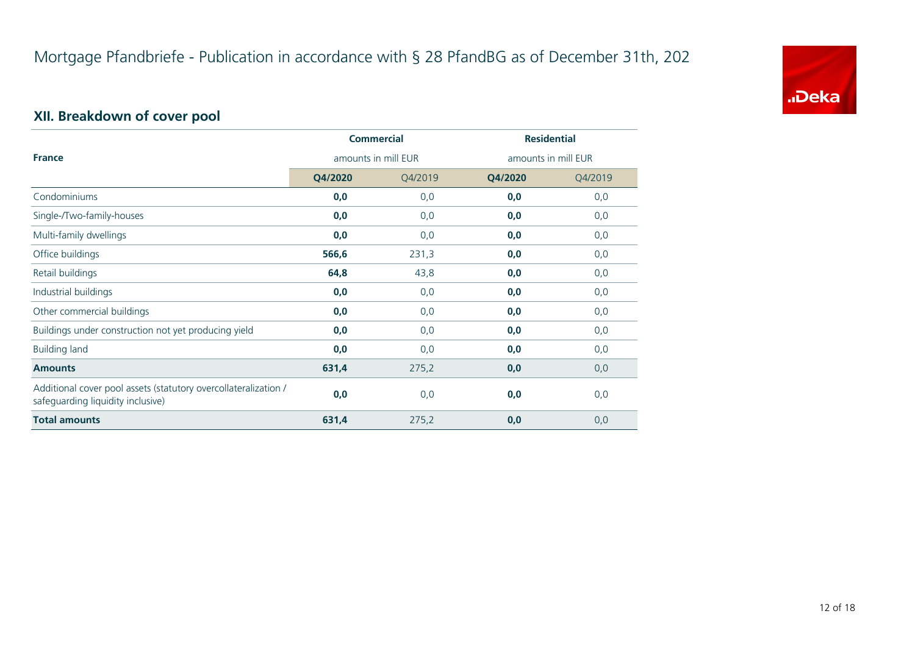# Mortgage Pfandbriefe - Publication in accordance with § 28 PfandBG as of December 31th, 202

## XII. Breakdown of cover pool

| France | Commercial | | Residential | |
|---|---|---|---|---|
| | amounts in mill EUR | | amounts in mill EUR | |
| | **Q4/2020** | Q4/2019 | **Q4/2020** | Q4/2019 |
| Condominiums | **0,0** | 0,0 | **0,0** | 0,0 |
| Single-/Two-family-houses | **0,0** | 0,0 | **0,0** | 0,0 |
| Multi-family dwellings | **0,0** | 0,0 | **0,0** | 0,0 |
| Office buildings | **566,6** | 231,3 | **0,0** | 0,0 |
| Retail buildings | **64,8** | 43,8 | **0,0** | 0,0 |
| Industrial buildings | **0,0** | 0,0 | **0,0** | 0,0 |
| Other commercial buildings | **0,0** | 0,0 | **0,0** | 0,0 |
| Buildings under construction not yet producing yield | **0,0** | 0,0 | **0,0** | 0,0 |
| Building land | **0,0** | 0,0 | **0,0** | 0,0 |
| **Amounts** | **631,4** | 275,2 | **0,0** | 0,0 |
| Additional cover pool assets (statutory overcollateralization / safeguarding liquidity inclusive) | **0,0** | 0,0 | **0,0** | 0,0 |
| **Total amounts** | **631,4** | 275,2 | **0,0** | 0,0 |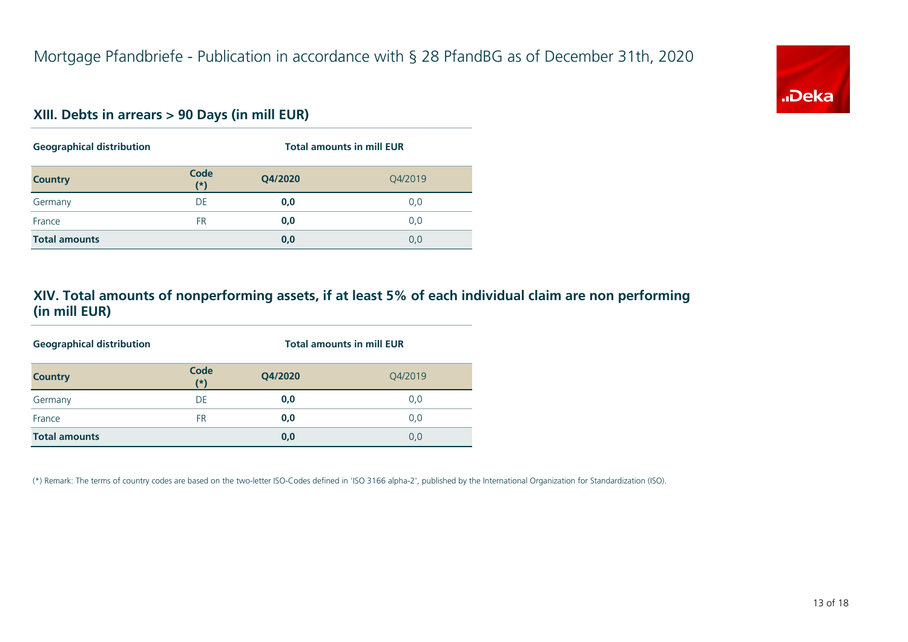# Mortgage Pfandbriefe - Publication in accordance with § 28 PfandBG as of December 31th, 2020

## XIII. Debts in arrears > 90 Days (in mill EUR)

| Geographical distribution | | Total amounts in mill EUR | |
|---|---|---|---|
| **Country** | **Code (*)** | **Q4/2020** | Q4/2019 |
| Germany | DE | **0,0** | 0,0 |
| France | FR | **0,0** | 0,0 |
| **Total amounts** | | **0,0** | 0,0 |

## XIV. Total amounts of nonperforming assets, if at least 5% of each individual claim are non performing (in mill EUR)

| Geographical distribution | | Total amounts in mill EUR | |
|---|---|---|---|
| **Country** | **Code (*)** | **Q4/2020** | Q4/2019 |
| Germany | DE | **0,0** | 0,0 |
| France | FR | **0,0** | 0,0 |
| **Total amounts** | | **0,0** | 0,0 |

(*) Remark: The terms of country codes are based on the two-letter ISO-Codes defined in 'ISO 3166 alpha-2', published by the International Organization for Standardization (ISO).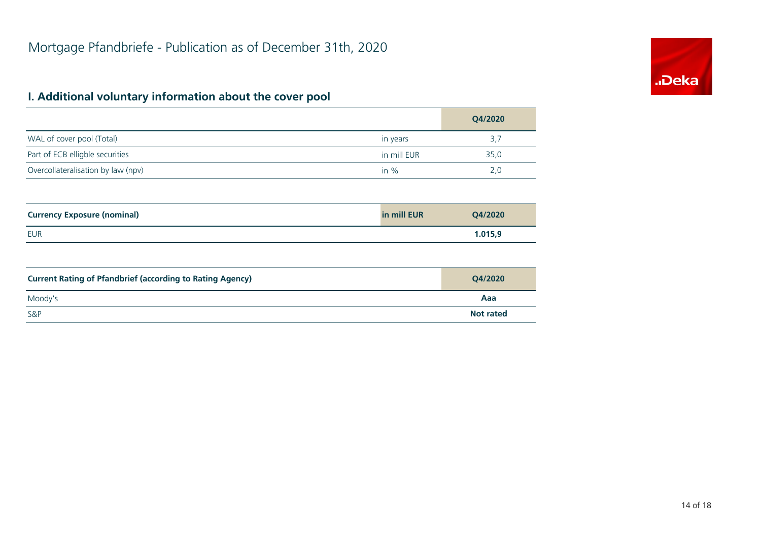# Mortgage Pfandbriefe - Publication as of December 31th, 2020

## I. Additional voluntary information about the cover pool

| | | Q4/2020 |
|---|---|---|
| WAL of cover pool (Total) | in years | 3,7 |
| Part of ECB elligble securities | in mill EUR | 35,0 |
| Overcollateralisation by law (npv) | in % | 2,0 |

| **Currency Exposure (nominal)** | **in mill EUR** | **Q4/2020** |
|---|---|---|
| EUR | | **1.015,9** |

| **Current Rating of Pfandbrief (according to Rating Agency)** | **Q4/2020** |
|---|---|
| Moody's | **Aaa** |
| S&P | **Not rated** |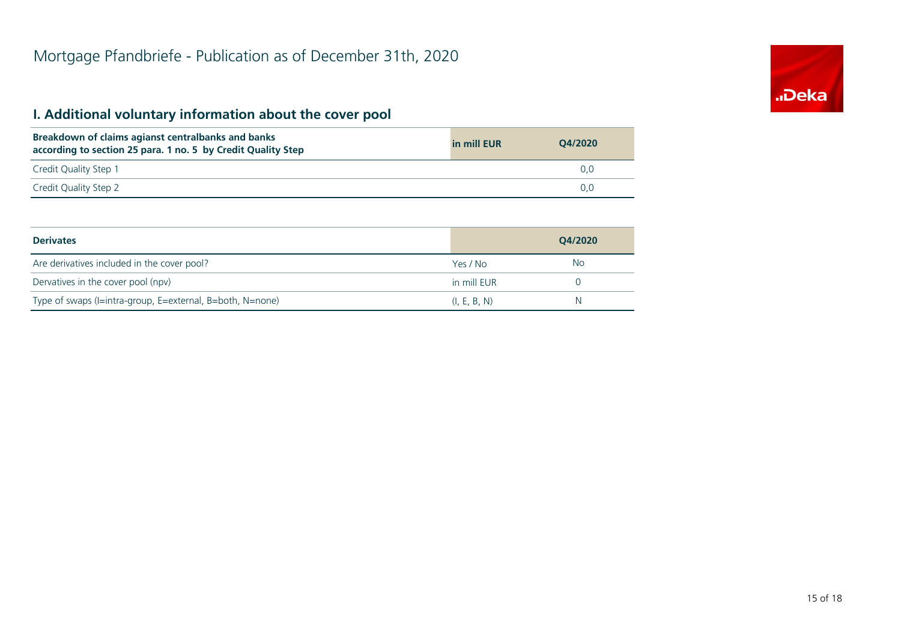# Mortgage Pfandbriefe - Publication as of December 31th, 2020

## I. Additional voluntary information about the cover pool

| Breakdown of claims agianst centralbanks and banks according to section 25 para. 1 no. 5 by Credit Quality Step | in mill EUR | Q4/2020 |
|---|---|---|
| Credit Quality Step 1 | | 0,0 |
| Credit Quality Step 2 | | 0,0 |

| Derivates | | Q4/2020 |
|---|---|---|
| Are derivatives included in the cover pool? | Yes / No | No |
| Dervatives in the cover pool (npv) | in mill EUR | 0 |
| Type of swaps (I=intra-group, E=external, B=both, N=none) | (I, E, B, N) | N |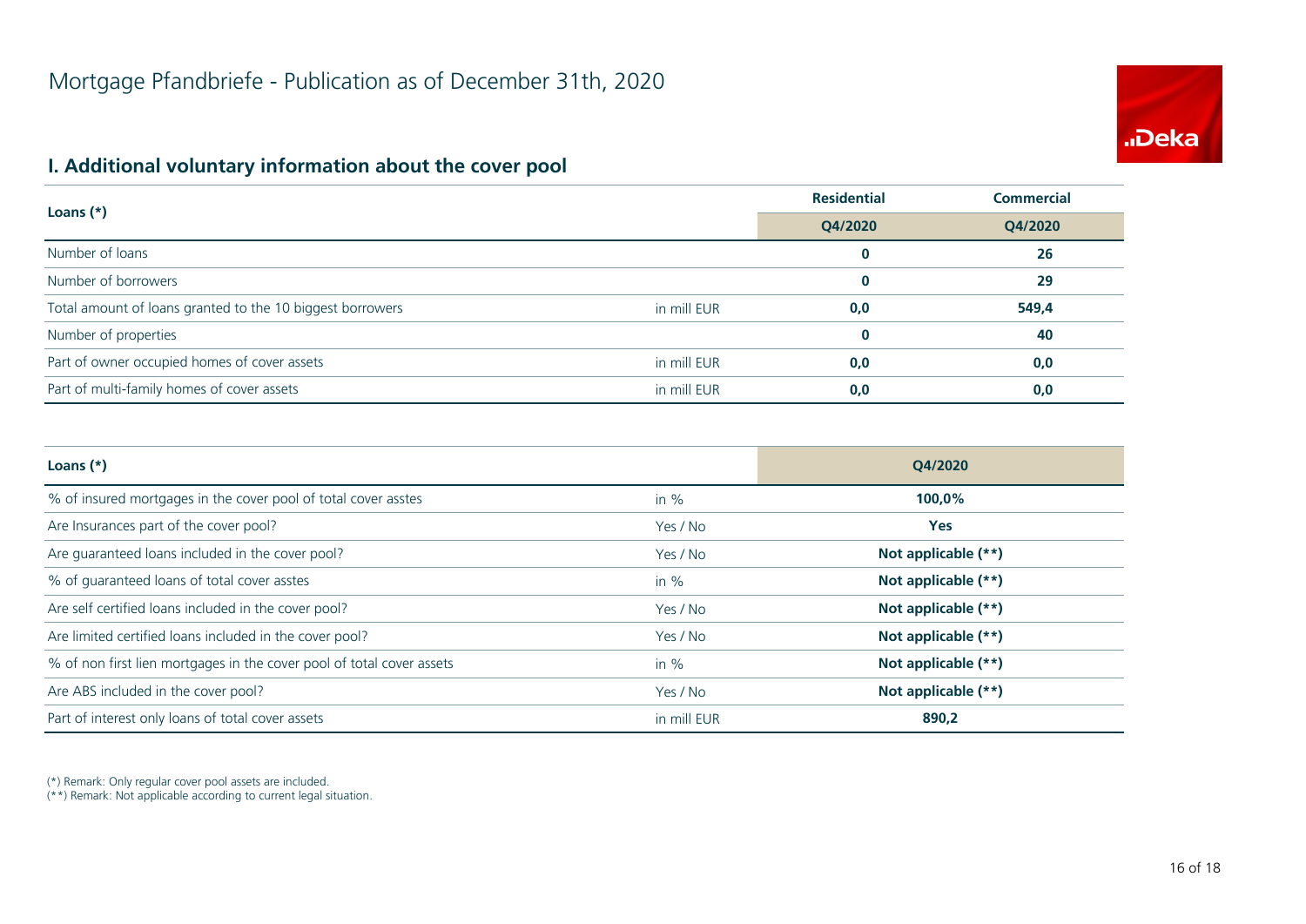# Mortgage Pfandbriefe - Publication as of December 31th, 2020

## I. Additional voluntary information about the cover pool

| Loans (*) | | Residential | Commercial |
|---|---|---|---|
| | | Q4/2020 | Q4/2020 |
| Number of loans | | **0** | **26** |
| Number of borrowers | | **0** | **29** |
| Total amount of loans granted to the 10 biggest borrowers | in mill EUR | **0,0** | **549,4** |
| Number of properties | | **0** | **40** |
| Part of owner occupied homes of cover assets | in mill EUR | **0,0** | **0,0** |
| Part of multi-family homes of cover assets | in mill EUR | **0,0** | **0,0** |

| Loans (*) | | Q4/2020 |
|---|---|---|
| % of insured mortgages in the cover pool of total cover asstes | in % | **100,0%** |
| Are Insurances part of the cover pool? | Yes / No | **Yes** |
| Are guaranteed loans included in the cover pool? | Yes / No | **Not applicable (**)** |
| % of guaranteed loans of total cover asstes | in % | **Not applicable (**)** |
| Are self certified loans included in the cover pool? | Yes / No | **Not applicable (**)** |
| Are limited certified loans included in the cover pool? | Yes / No | **Not applicable (**)** |
| % of non first lien mortgages in the cover pool of total cover assets | in % | **Not applicable (**)** |
| Are ABS included in the cover pool? | Yes / No | **Not applicable (**)** |
| Part of interest only loans of total cover assets | in mill EUR | **890,2** |

(*) Remark: Only regular cover pool assets are included.
(**) Remark: Not applicable according to current legal situation.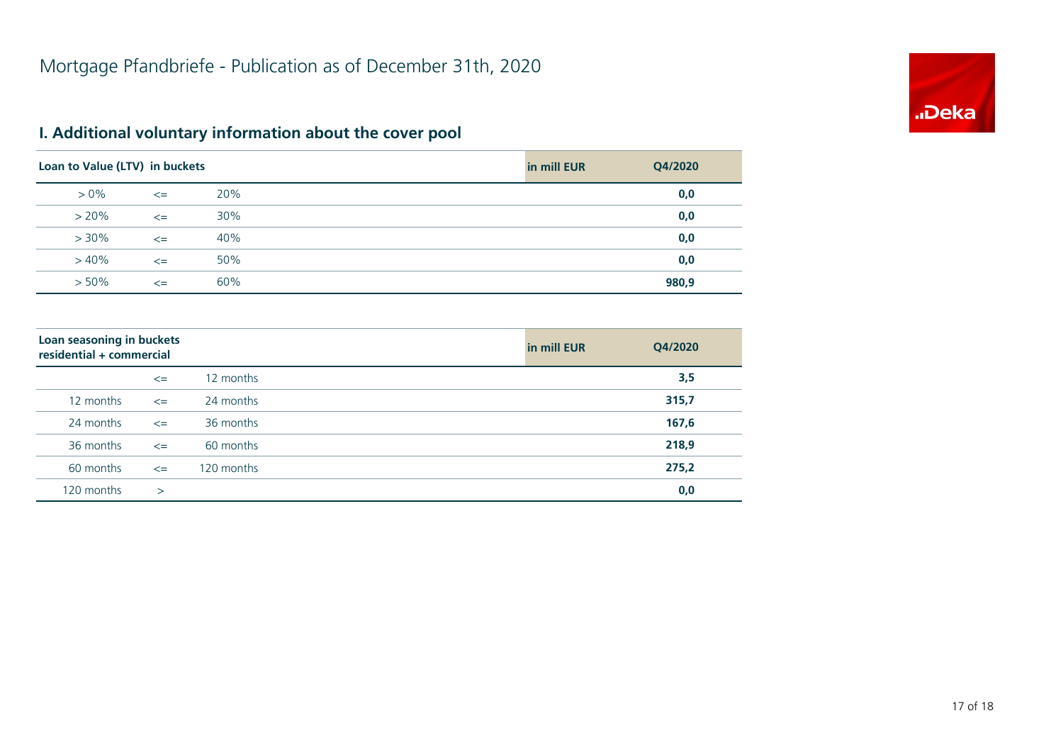# Mortgage Pfandbriefe - Publication as of December 31th, 2020

## I. Additional voluntary information about the cover pool

| Loan to Value (LTV) in buckets | | | in mill EUR | Q4/2020 |
|---|---|---|---|---|
| > 0% | <= | 20% | | **0,0** |
| > 20% | <= | 30% | | **0,0** |
| > 30% | <= | 40% | | **0,0** |
| > 40% | <= | 50% | | **0,0** |
| > 50% | <= | 60% | | **980,9** |

| Loan seasoning in buckets residential + commercial | | | in mill EUR | Q4/2020 |
|---|---|---|---|---|
| | <= | 12 months | | **3,5** |
| 12 months | <= | 24 months | | **315,7** |
| 24 months | <= | 36 months | | **167,6** |
| 36 months | <= | 60 months | | **218,9** |
| 60 months | <= | 120 months | | **275,2** |
| 120 months | > | | | **0,0** |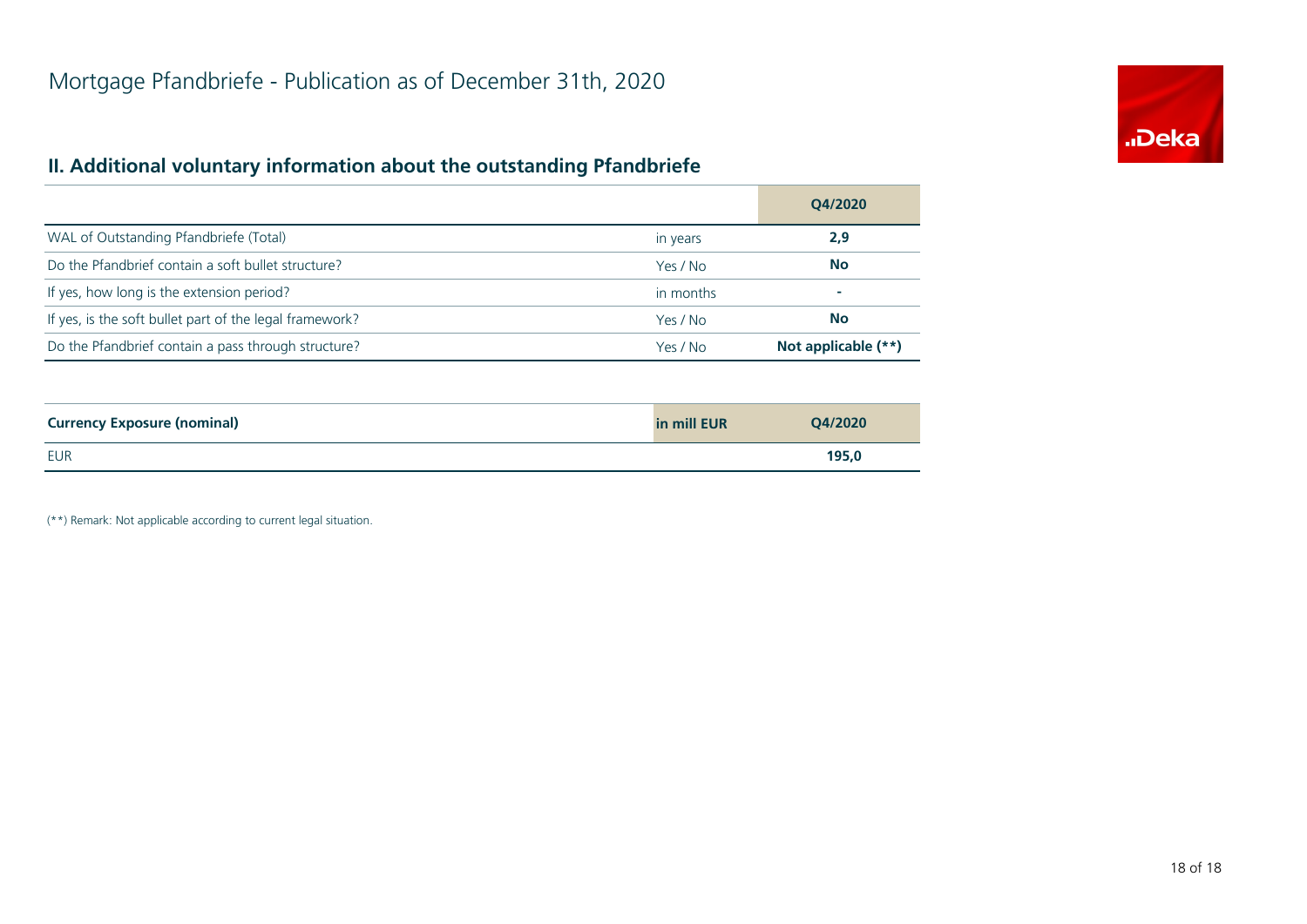# Mortgage Pfandbriefe - Publication as of December 31th, 2020

## II. Additional voluntary information about the outstanding Pfandbriefe

| | | Q4/2020 |
|---|---|---|
| WAL of Outstanding Pfandbriefe (Total) | in years | **2,9** |
| Do the Pfandbrief contain a soft bullet structure? | Yes / No | **No** |
| If yes, how long is the extension period? | in months | **-** |
| If yes, is the soft bullet part of the legal framework? | Yes / No | **No** |
| Do the Pfandbrief contain a pass through structure? | Yes / No | **Not applicable (**)** |

| **Currency Exposure (nominal)** | **in mill EUR** | **Q4/2020** |
|---|---|---|
| EUR | | **195,0** |

(**) Remark: Not applicable according to current legal situation.